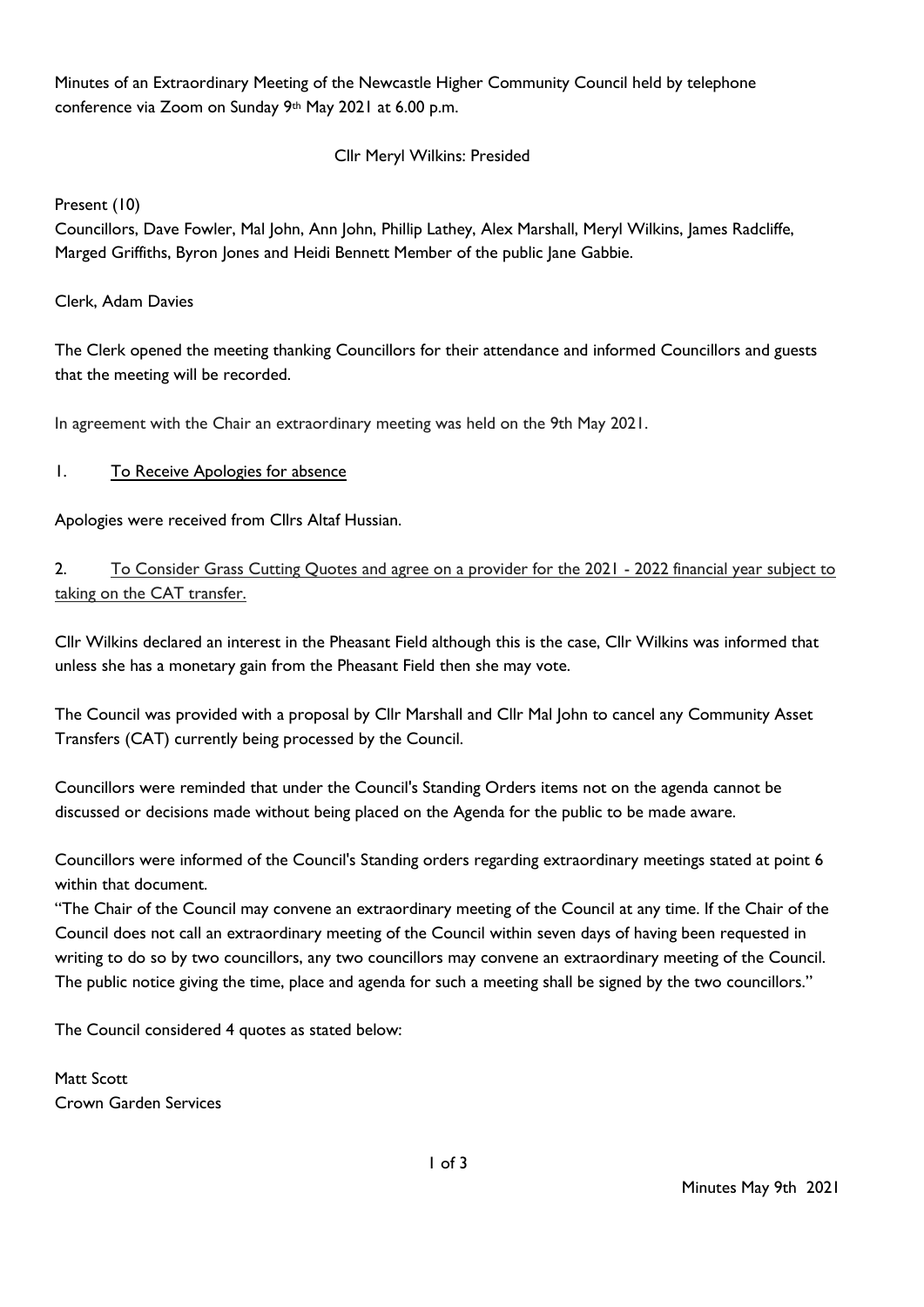Minutes of an Extraordinary Meeting of the Newcastle Higher Community Council held by telephone conference via Zoom on Sunday 9th May 2021 at 6.00 p.m.

Cllr Meryl Wilkins: Presided

Present (10)

Councillors, Dave Fowler, Mal John, Ann John, Phillip Lathey, Alex Marshall, Meryl Wilkins, James Radcliffe, Marged Griffiths, Byron Jones and Heidi Bennett Member of the public Jane Gabbie.

Clerk, Adam Davies

The Clerk opened the meeting thanking Councillors for their attendance and informed Councillors and guests that the meeting will be recorded.

In agreement with the Chair an extraordinary meeting was held on the 9th May 2021.

1. <u>To Receive Apologies for absence</u>

Apologies were received from Cllrs Altaf Hussian.

2. <u>To Consider Grass Cutting Quotes and agree on a provider for the 2021 - 2022 financial year subject to taking on the CAT transfer.</u>

Cllr Wilkins declared an interest in the Pheasant Field although this is the case, Cllr Wilkins was informed that unless she has a monetary gain from the Pheasant Field then she may vote.

The Council was provided with a proposal by Cllr Marshall and Cllr Mal John to cancel any Community Asset Transfers (CAT) currently being processed by the Council.

Councillors were reminded that under the Council's Standing Orders items not on the agenda cannot be discussed or decisions made without being placed on the Agenda for the public to be made aware.

Councillors were informed of the Council's Standing orders regarding extraordinary meetings stated at point 6 within that document.

"The Chair of the Council may convene an extraordinary meeting of the Council at any time. If the Chair of the Council does not call an extraordinary meeting of the Council within seven days of having been requested in writing to do so by two councillors, any two councillors may convene an extraordinary meeting of the Council. The public notice giving the time, place and agenda for such a meeting shall be signed by the two councillors."

The Council considered 4 quotes as stated below:

Matt Scott
Crown Garden Services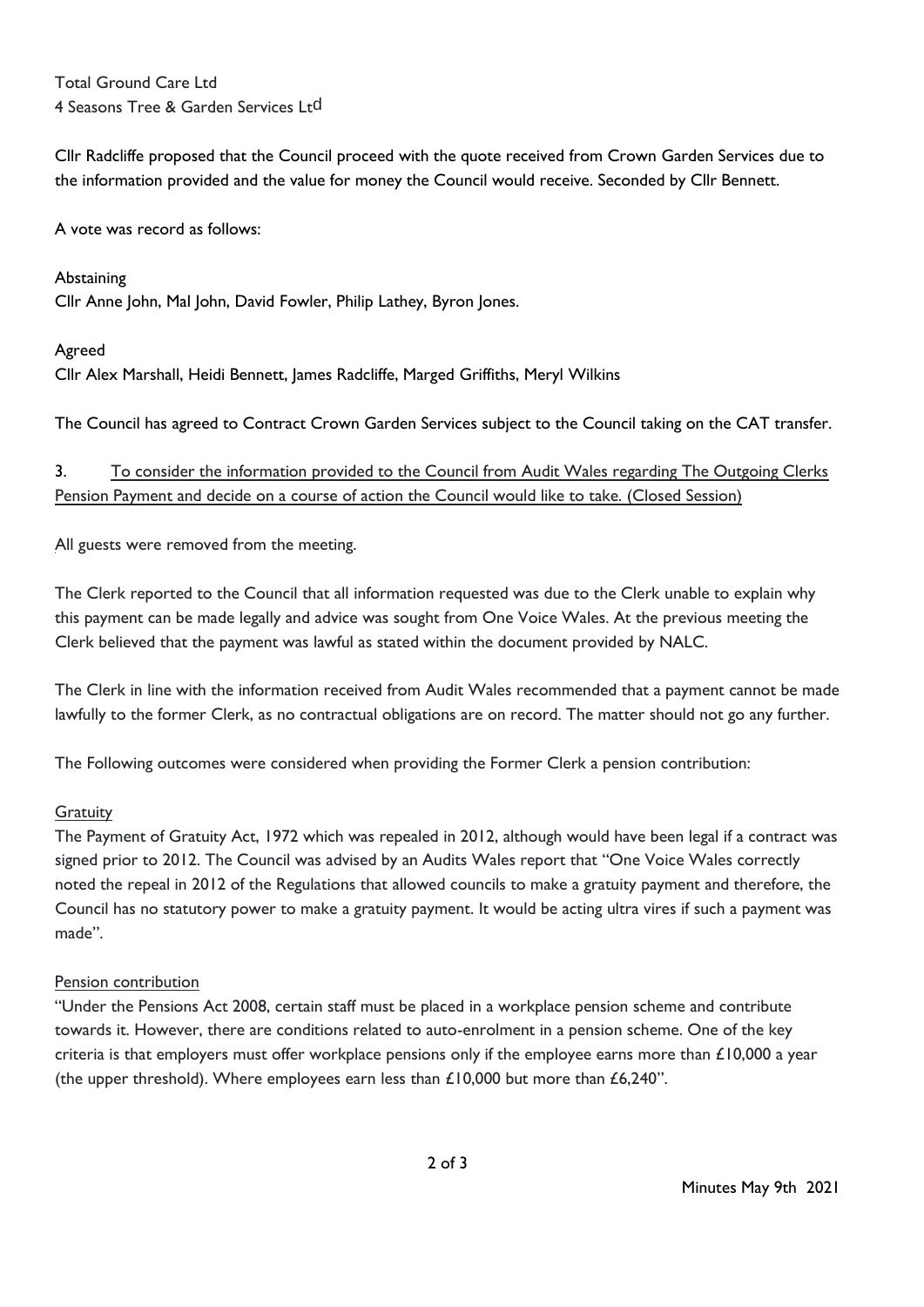Total Ground Care Ltd
4 Seasons Tree & Garden Services Ltd

Cllr Radcliffe proposed that the Council proceed with the quote received from Crown Garden Services due to the information provided and the value for money the Council would receive. Seconded by Cllr Bennett.

A vote was record as follows:

Abstaining
Cllr Anne John, Mal John, David Fowler, Philip Lathey, Byron Jones.

Agreed
Cllr Alex Marshall, Heidi Bennett, James Radcliffe, Marged Griffiths, Meryl Wilkins

The Council has agreed to Contract Crown Garden Services subject to the Council taking on the CAT transfer.

3. To consider the information provided to the Council from Audit Wales regarding The Outgoing Clerks Pension Payment and decide on a course of action the Council would like to take. (Closed Session)

All guests were removed from the meeting.

The Clerk reported to the Council that all information requested was due to the Clerk unable to explain why this payment can be made legally and advice was sought from One Voice Wales. At the previous meeting the Clerk believed that the payment was lawful as stated within the document provided by NALC.

The Clerk in line with the information received from Audit Wales recommended that a payment cannot be made lawfully to the former Clerk, as no contractual obligations are on record. The matter should not go any further.

The Following outcomes were considered when providing the Former Clerk a pension contribution:

Gratuity

The Payment of Gratuity Act, 1972 which was repealed in 2012, although would have been legal if a contract was signed prior to 2012. The Council was advised by an Audits Wales report that "One Voice Wales correctly noted the repeal in 2012 of the Regulations that allowed councils to make a gratuity payment and therefore, the Council has no statutory power to make a gratuity payment. It would be acting ultra vires if such a payment was made".

Pension contribution

"Under the Pensions Act 2008, certain staff must be placed in a workplace pension scheme and contribute towards it. However, there are conditions related to auto-enrolment in a pension scheme. One of the key criteria is that employers must offer workplace pensions only if the employee earns more than £10,000 a year (the upper threshold). Where employees earn less than £10,000 but more than £6,240".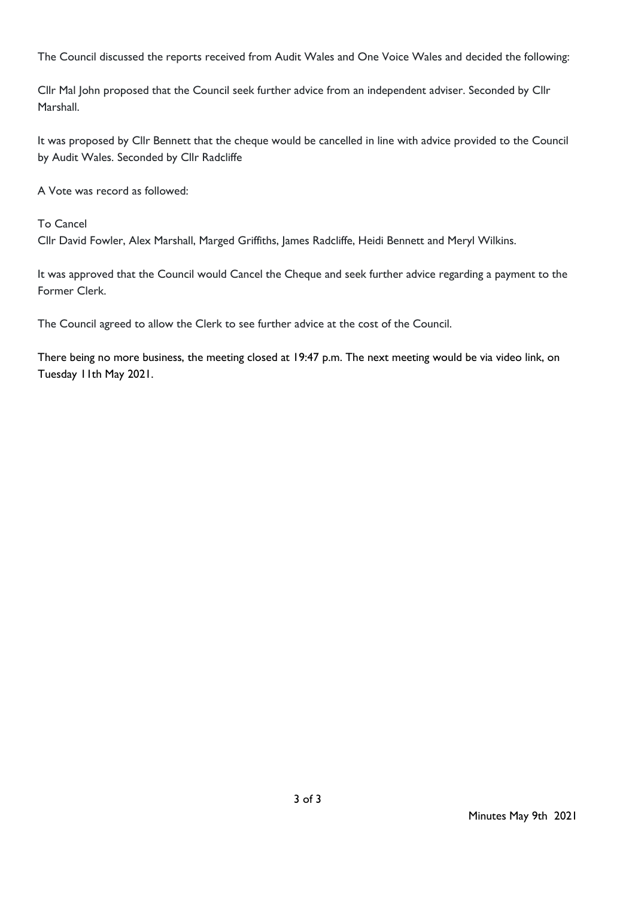The Council discussed the reports received from Audit Wales and One Voice Wales and decided the following:

Cllr Mal John proposed that the Council seek further advice from an independent adviser. Seconded by Cllr Marshall.

It was proposed by Cllr Bennett that the cheque would be cancelled in line with advice provided to the Council by Audit Wales. Seconded by Cllr Radcliffe

A Vote was record as followed:

To Cancel
Cllr David Fowler, Alex Marshall, Marged Griffiths, James Radcliffe, Heidi Bennett and Meryl Wilkins.

It was approved that the Council would Cancel the Cheque and seek further advice regarding a payment to the Former Clerk.

The Council agreed to allow the Clerk to see further advice at the cost of the Council.

There being no more business, the meeting closed at 19:47 p.m. The next meeting would be via video link, on Tuesday 11th May 2021.